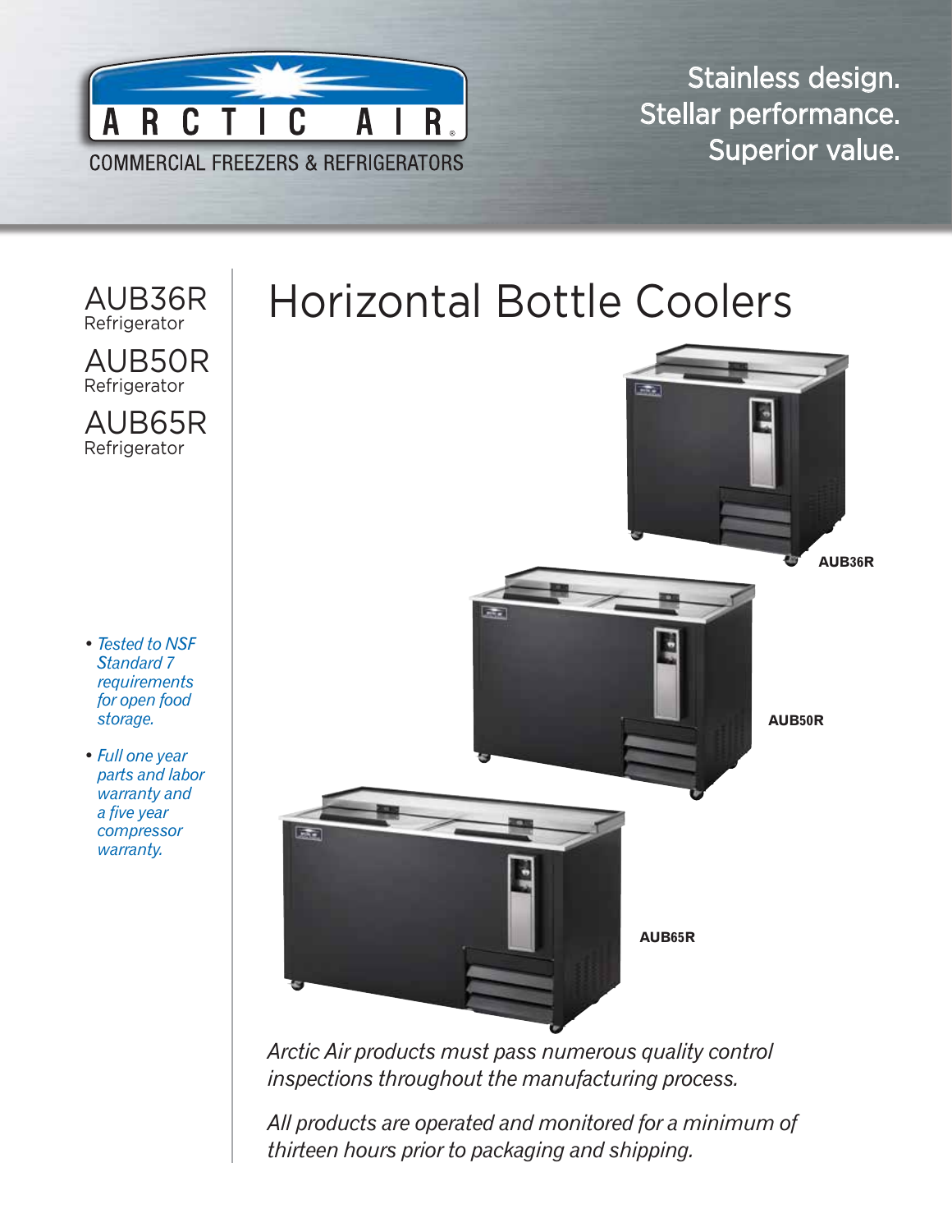ARCTIC AIR

COMMERCIAL FREEZERS & REFRIGERATORS

Stainless design.
Stellar performance.
Superior value.

AUB36R
Refrigerator

AUB50R
Refrigerator

AUB65R
Refrigerator

# Horizontal Bottle Coolers

- *Tested to NSF Standard 7 requirements for open food storage.*
- *Full one year parts and labor warranty and a five year compressor warranty.*

**AUB36R**

**AUB50R**

**AUB65R**

*Arctic Air products must pass numerous quality control inspections throughout the manufacturing process.*

*All products are operated and monitored for a minimum of thirteen hours prior to packaging and shipping.*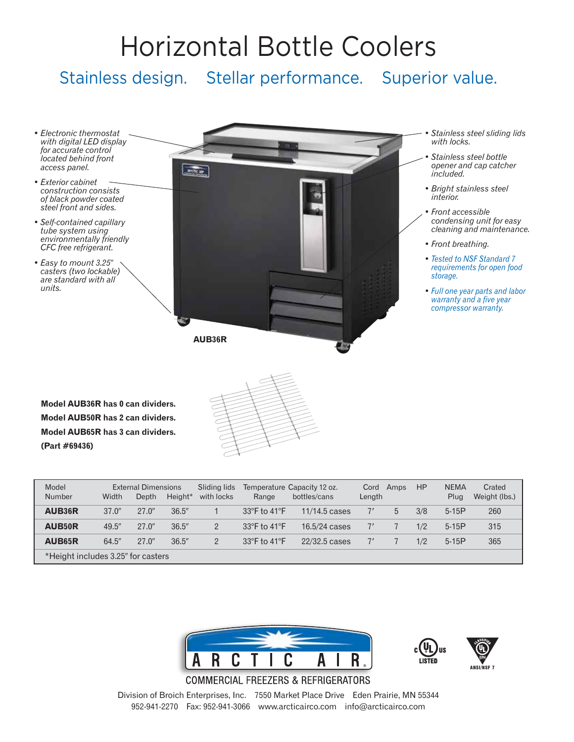# Horizontal Bottle Coolers

## Stainless design. Stellar performance. Superior value.

- *Electronic thermostat with digital LED display for accurate control located behind front access panel.*
- *Exterior cabinet construction consists of black powder coated steel front and sides.*
- *Self-contained capillary tube system using environmentally friendly CFC free refrigerant.*
- *Easy to mount 3.25″ casters (two lockable) are standard with all units.*

- *Stainless steel sliding lids with locks.*
- *Stainless steel bottle opener and cap catcher included.*
- *Bright stainless steel interior.*
- *Front accessible condensing unit for easy cleaning and maintenance.*
- *Front breathing.*
- *Tested to NSF Standard 7 requirements for open food storage.*
- *Full one year parts and labor warranty and a five year compressor warranty.*

**AUB36R**

**Model AUB36R has 0 can dividers.**
**Model AUB50R has 2 can dividers.**
**Model AUB65R has 3 can dividers.**
**(Part #69436)**

| Model Number | External Dimensions Width | Depth | Height* | Sliding lids with locks | Temperature Range | Capacity 12 oz. bottles/cans | Cord Length | Amps | HP | NEMA Plug | Crated Weight (lbs.) |
|---|---|---|---|---|---|---|---|---|---|---|---|
| **AUB36R** | 37.0″ | 27.0″ | 36.5″ | 1 | 33°F to 41°F | 11/14.5 cases | 7′ | 5 | 3/8 | 5-15P | 260 |
| **AUB50R** | 49.5″ | 27.0″ | 36.5″ | 2 | 33°F to 41°F | 16.5/24 cases | 7′ | 7 | 1/2 | 5-15P | 315 |
| **AUB65R** | 64.5″ | 27.0″ | 36.5″ | 2 | 33°F to 41°F | 22/32.5 cases | 7′ | 7 | 1/2 | 5-15P | 365 |

*Height includes 3.25″ for casters

ARCTIC AIR®
COMMERCIAL FREEZERS & REFRIGERATORS

c UL us LISTED

CLASSIFIED UL EPH ANSI/NSF 7

Division of Broich Enterprises, Inc. 7550 Market Place Drive Eden Prairie, MN 55344
952-941-2270 Fax: 952-941-3066 www.arcticairco.com info@arcticairco.com